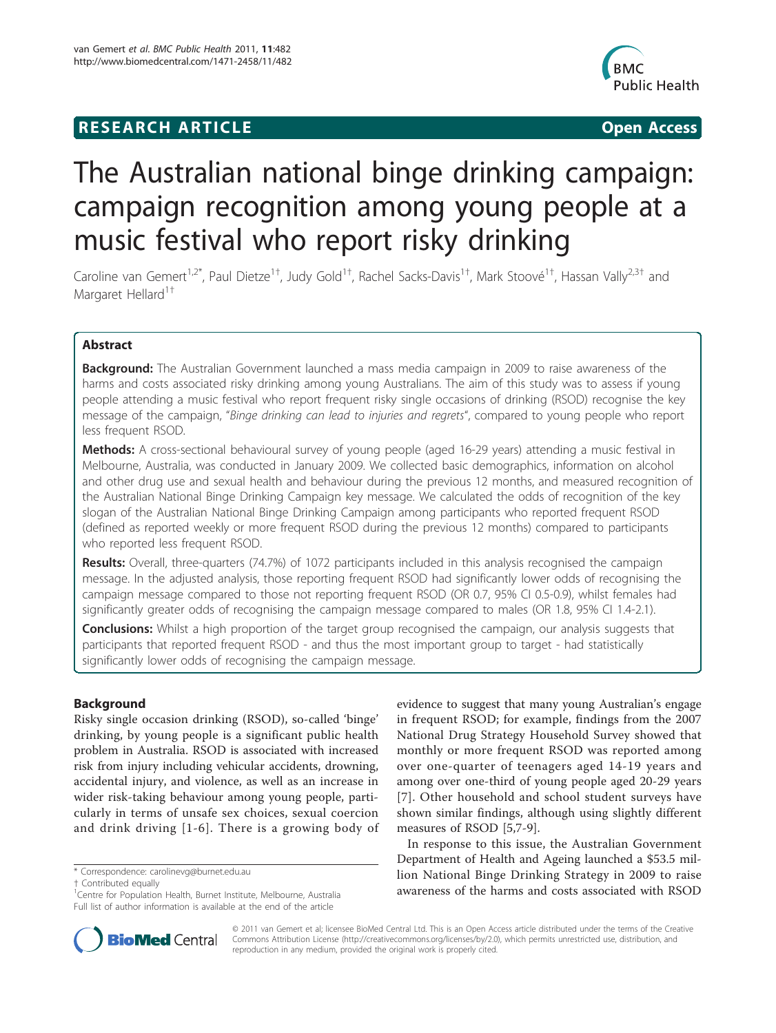RESEARCH ARTICLE Open Access

# The Australian national binge drinking campaign: campaign recognition among young people at a music festival who report risky drinking

Caroline van Gemert[1,2*], Paul Dietze[1†], Judy Gold[1†], Rachel Sacks-Davis[1†], Mark Stoové[1†], Hassan Vally[2,3†] and Margaret Hellard[1†]

## Abstract

**Background:** The Australian Government launched a mass media campaign in 2009 to raise awareness of the harms and costs associated risky drinking among young Australians. The aim of this study was to assess if young people attending a music festival who report frequent risky single occasions of drinking (RSOD) recognise the key message of the campaign, "*Binge drinking can lead to injuries and regrets*", compared to young people who report less frequent RSOD.

**Methods:** A cross-sectional behavioural survey of young people (aged 16-29 years) attending a music festival in Melbourne, Australia, was conducted in January 2009. We collected basic demographics, information on alcohol and other drug use and sexual health and behaviour during the previous 12 months, and measured recognition of the Australian National Binge Drinking Campaign key message. We calculated the odds of recognition of the key slogan of the Australian National Binge Drinking Campaign among participants who reported frequent RSOD (defined as reported weekly or more frequent RSOD during the previous 12 months) compared to participants who reported less frequent RSOD.

**Results:** Overall, three-quarters (74.7%) of 1072 participants included in this analysis recognised the campaign message. In the adjusted analysis, those reporting frequent RSOD had significantly lower odds of recognising the campaign message compared to those not reporting frequent RSOD (OR 0.7, 95% CI 0.5-0.9), whilst females had significantly greater odds of recognising the campaign message compared to males (OR 1.8, 95% CI 1.4-2.1).

**Conclusions:** Whilst a high proportion of the target group recognised the campaign, our analysis suggests that participants that reported frequent RSOD - and thus the most important group to target - had statistically significantly lower odds of recognising the campaign message.

## Background

Risky single occasion drinking (RSOD), so-called 'binge' drinking, by young people is a significant public health problem in Australia. RSOD is associated with increased risk from injury including vehicular accidents, drowning, accidental injury, and violence, as well as an increase in wider risk-taking behaviour among young people, particularly in terms of unsafe sex choices, sexual coercion and drink driving [1-6]. There is a growing body of evidence to suggest that many young Australian's engage in frequent RSOD; for example, findings from the 2007 National Drug Strategy Household Survey showed that monthly or more frequent RSOD was reported among over one-quarter of teenagers aged 14-19 years and among over one-third of young people aged 20-29 years [7]. Other household and school student surveys have shown similar findings, although using slightly different measures of RSOD [5,7-9].

In response to this issue, the Australian Government Department of Health and Ageing launched a $53.5 million National Binge Drinking Strategy in 2009 to raise awareness of the harms and costs associated with RSOD

\* Correspondence: carolinevg@burnet.edu.au
† Contributed equally
[1]Centre for Population Health, Burnet Institute, Melbourne, Australia
Full list of author information is available at the end of the article

© 2011 van Gemert et al; licensee BioMed Central Ltd. This is an Open Access article distributed under the terms of the Creative Commons Attribution License (http://creativecommons.org/licenses/by/2.0), which permits unrestricted use, distribution, and reproduction in any medium, provided the original work is properly cited.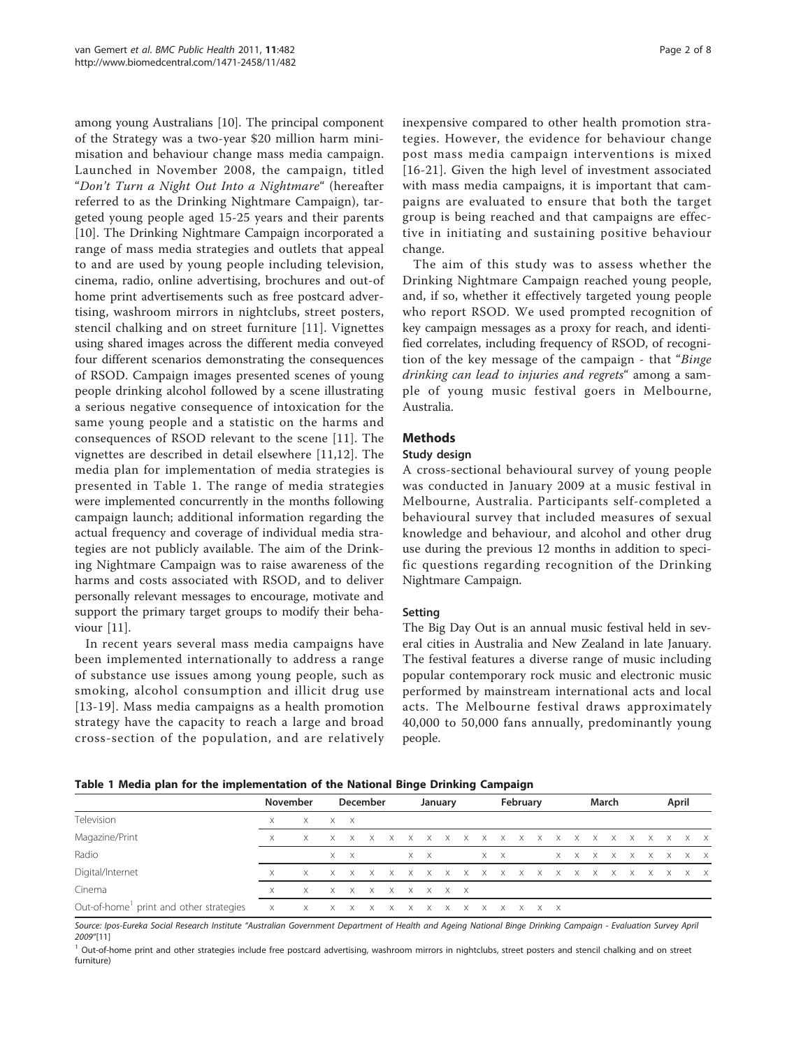among young Australians [10]. The principal component of the Strategy was a two-year $20 million harm minimisation and behaviour change mass media campaign. Launched in November 2008, the campaign, titled "*Don't Turn a Night Out Into a Nightmare*" (hereafter referred to as the Drinking Nightmare Campaign), targeted young people aged 15-25 years and their parents [10]. The Drinking Nightmare Campaign incorporated a range of mass media strategies and outlets that appeal to and are used by young people including television, cinema, radio, online advertising, brochures and out-of home print advertisements such as free postcard advertising, washroom mirrors in nightclubs, street posters, stencil chalking and on street furniture [11]. Vignettes using shared images across the different media conveyed four different scenarios demonstrating the consequences of RSOD. Campaign images presented scenes of young people drinking alcohol followed by a scene illustrating a serious negative consequence of intoxication for the same young people and a statistic on the harms and consequences of RSOD relevant to the scene [11]. The vignettes are described in detail elsewhere [11,12]. The media plan for implementation of media strategies is presented in Table 1. The range of media strategies were implemented concurrently in the months following campaign launch; additional information regarding the actual frequency and coverage of individual media strategies are not publicly available. The aim of the Drinking Nightmare Campaign was to raise awareness of the harms and costs associated with RSOD, and to deliver personally relevant messages to encourage, motivate and support the primary target groups to modify their behaviour [11].

In recent years several mass media campaigns have been implemented internationally to address a range of substance use issues among young people, such as smoking, alcohol consumption and illicit drug use [13-19]. Mass media campaigns as a health promotion strategy have the capacity to reach a large and broad cross-section of the population, and are relatively inexpensive compared to other health promotion strategies. However, the evidence for behaviour change post mass media campaign interventions is mixed [16-21]. Given the high level of investment associated with mass media campaigns, it is important that campaigns are evaluated to ensure that both the target group is being reached and that campaigns are effective in initiating and sustaining positive behaviour change.

The aim of this study was to assess whether the Drinking Nightmare Campaign reached young people, and, if so, whether it effectively targeted young people who report RSOD. We used prompted recognition of key campaign messages as a proxy for reach, and identified correlates, including frequency of RSOD, of recognition of the key message of the campaign - that "*Binge drinking can lead to injuries and regrets*" among a sample of young music festival goers in Melbourne, Australia.

## Methods

### Study design

A cross-sectional behavioural survey of young people was conducted in January 2009 at a music festival in Melbourne, Australia. Participants self-completed a behavioural survey that included measures of sexual knowledge and behaviour, and alcohol and other drug use during the previous 12 months in addition to specific questions regarding recognition of the Drinking Nightmare Campaign.

### Setting

The Big Day Out is an annual music festival held in several cities in Australia and New Zealand in late January. The festival features a diverse range of music including popular contemporary rock music and electronic music performed by mainstream international acts and local acts. The Melbourne festival draws approximately 40,000 to 50,000 fans annually, predominantly young people.

**Table 1 Media plan for the implementation of the National Binge Drinking Campaign**

| | November | | December | | | | January | | | | February | | | | March | | | | | April | | | |
|---|---|---|---|---|---|---|---|---|---|---|---|---|---|---|---|---|---|---|---|---|---|---|---|
| Television | X | X | X | X | | | | | | | | | | | | | | | | | | | |
| Magazine/Print | X | X | X | X | X | X | X | X | X | X | X | X | X | X | X | X | X | X | X | X | X | X | X |
| Radio | | | X | X | | | X | X | | | X | X | | | X | X | X | X | X | X | X | X | X |
| Digital/Internet | X | X | X | X | X | X | X | X | X | X | X | X | X | X | X | X | X | X | X | X | X | X | X |
| Cinema | X | X | X | X | X | X | X | X | X | X | | | | | | | | | | | | | |
| Out-of-home[1] print and other strategies | X | X | X | X | X | X | X | X | X | X | X | X | X | X | X | | | | | | | | |

*Source: Ipos-Eureka Social Research Institute "Australian Government Department of Health and Ageing National Binge Drinking Campaign - Evaluation Survey April 2009"[11]*

[1] Out-of-home print and other strategies include free postcard advertising, washroom mirrors in nightclubs, street posters and stencil chalking and on street furniture)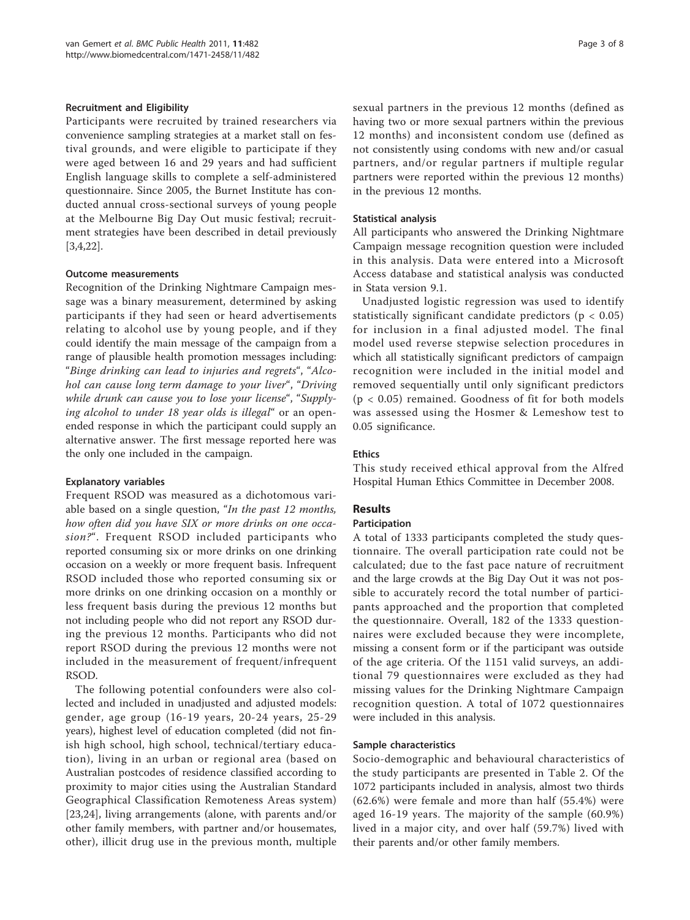### Recruitment and Eligibility

Participants were recruited by trained researchers via convenience sampling strategies at a market stall on festival grounds, and were eligible to participate if they were aged between 16 and 29 years and had sufficient English language skills to complete a self-administered questionnaire. Since 2005, the Burnet Institute has conducted annual cross-sectional surveys of young people at the Melbourne Big Day Out music festival; recruitment strategies have been described in detail previously [3,4,22].

### Outcome measurements

Recognition of the Drinking Nightmare Campaign message was a binary measurement, determined by asking participants if they had seen or heard advertisements relating to alcohol use by young people, and if they could identify the main message of the campaign from a range of plausible health promotion messages including: "*Binge drinking can lead to injuries and regrets*", "*Alcohol can cause long term damage to your liver*", "*Driving while drunk can cause you to lose your license*", "*Supplying alcohol to under 18 year olds is illegal*" or an open-ended response in which the participant could supply an alternative answer. The first message reported here was the only one included in the campaign.

### Explanatory variables

Frequent RSOD was measured as a dichotomous variable based on a single question, "*In the past 12 months, how often did you have SIX or more drinks on one occasion?*". Frequent RSOD included participants who reported consuming six or more drinks on one drinking occasion on a weekly or more frequent basis. Infrequent RSOD included those who reported consuming six or more drinks on one drinking occasion on a monthly or less frequent basis during the previous 12 months but not including people who did not report any RSOD during the previous 12 months. Participants who did not report RSOD during the previous 12 months were not included in the measurement of frequent/infrequent RSOD.

The following potential confounders were also collected and included in unadjusted and adjusted models: gender, age group (16-19 years, 20-24 years, 25-29 years), highest level of education completed (did not finish high school, high school, technical/tertiary education), living in an urban or regional area (based on Australian postcodes of residence classified according to proximity to major cities using the Australian Standard Geographical Classification Remoteness Areas system) [23,24], living arrangements (alone, with parents and/or other family members, with partner and/or housemates, other), illicit drug use in the previous month, multiple sexual partners in the previous 12 months (defined as having two or more sexual partners within the previous 12 months) and inconsistent condom use (defined as not consistently using condoms with new and/or casual partners, and/or regular partners if multiple regular partners were reported within the previous 12 months) in the previous 12 months.

### Statistical analysis

All participants who answered the Drinking Nightmare Campaign message recognition question were included in this analysis. Data were entered into a Microsoft Access database and statistical analysis was conducted in Stata version 9.1.

Unadjusted logistic regression was used to identify statistically significant candidate predictors ($p < 0.05$) for inclusion in a final adjusted model. The final model used reverse stepwise selection procedures in which all statistically significant predictors of campaign recognition were included in the initial model and removed sequentially until only significant predictors ($p < 0.05$) remained. Goodness of fit for both models was assessed using the Hosmer & Lemeshow test to 0.05 significance.

### Ethics

This study received ethical approval from the Alfred Hospital Human Ethics Committee in December 2008.

## Results

### Participation

A total of 1333 participants completed the study questionnaire. The overall participation rate could not be calculated; due to the fast pace nature of recruitment and the large crowds at the Big Day Out it was not possible to accurately record the total number of participants approached and the proportion that completed the questionnaire. Overall, 182 of the 1333 questionnaires were excluded because they were incomplete, missing a consent form or if the participant was outside of the age criteria. Of the 1151 valid surveys, an additional 79 questionnaires were excluded as they had missing values for the Drinking Nightmare Campaign recognition question. A total of 1072 questionnaires were included in this analysis.

### Sample characteristics

Socio-demographic and behavioural characteristics of the study participants are presented in Table 2. Of the 1072 participants included in analysis, almost two thirds (62.6%) were female and more than half (55.4%) were aged 16-19 years. The majority of the sample (60.9%) lived in a major city, and over half (59.7%) lived with their parents and/or other family members.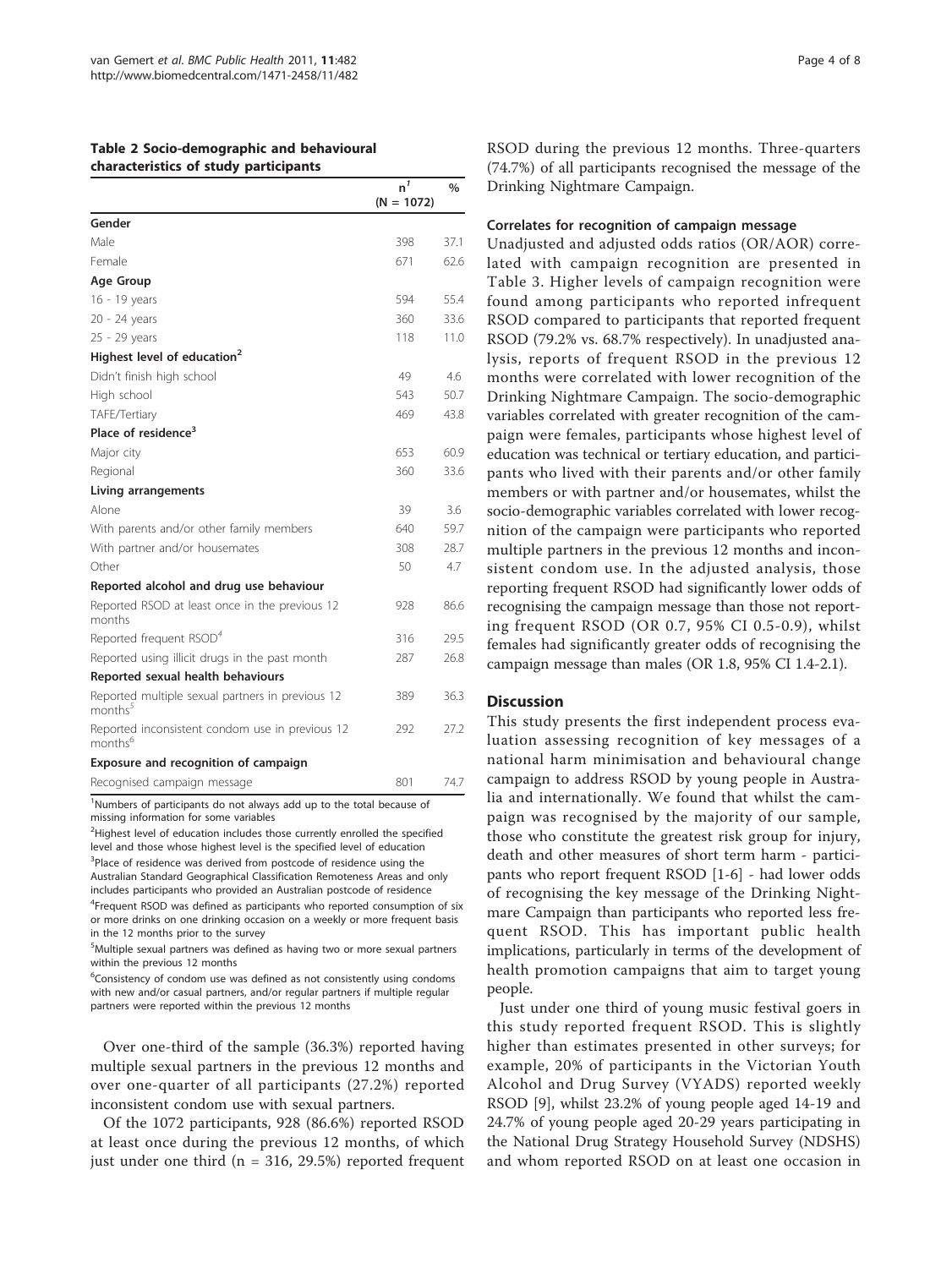**Table 2 Socio-demographic and behavioural characteristics of study participants**

| | n[1] (N = 1072) | % |
|---|---|---|
| **Gender** | | |
| Male | 398 | 37.1 |
| Female | 671 | 62.6 |
| **Age Group** | | |
| 16 - 19 years | 594 | 55.4 |
| 20 - 24 years | 360 | 33.6 |
| 25 - 29 years | 118 | 11.0 |
| **Highest level of education[2]** | | |
| Didn't finish high school | 49 | 4.6 |
| High school | 543 | 50.7 |
| TAFE/Tertiary | 469 | 43.8 |
| **Place of residence[3]** | | |
| Major city | 653 | 60.9 |
| Regional | 360 | 33.6 |
| **Living arrangements** | | |
| Alone | 39 | 3.6 |
| With parents and/or other family members | 640 | 59.7 |
| With partner and/or housemates | 308 | 28.7 |
| Other | 50 | 4.7 |
| **Reported alcohol and drug use behaviour** | | |
| Reported RSOD at least once in the previous 12 months | 928 | 86.6 |
| Reported frequent RSOD[4] | 316 | 29.5 |
| Reported using illicit drugs in the past month | 287 | 26.8 |
| **Reported sexual health behaviours** | | |
| Reported multiple sexual partners in previous 12 months[5] | 389 | 36.3 |
| Reported inconsistent condom use in previous 12 months[6] | 292 | 27.2 |
| **Exposure and recognition of campaign** | | |
| Recognised campaign message | 801 | 74.7 |

[1]Numbers of participants do not always add up to the total because of missing information for some variables

[2]Highest level of education includes those currently enrolled the specified level and those whose highest level is the specified level of education

[3]Place of residence was derived from postcode of residence using the Australian Standard Geographical Classification Remoteness Areas and only includes participants who provided an Australian postcode of residence

[4]Frequent RSOD was defined as participants who reported consumption of six or more drinks on one drinking occasion on a weekly or more frequent basis in the 12 months prior to the survey

[5]Multiple sexual partners was defined as having two or more sexual partners within the previous 12 months

[6]Consistency of condom use was defined as not consistently using condoms with new and/or casual partners, and/or regular partners if multiple regular partners were reported within the previous 12 months

Over one-third of the sample (36.3%) reported having multiple sexual partners in the previous 12 months and over one-quarter of all participants (27.2%) reported inconsistent condom use with sexual partners.

Of the 1072 participants, 928 (86.6%) reported RSOD at least once during the previous 12 months, of which just under one third (n = 316, 29.5%) reported frequent RSOD during the previous 12 months. Three-quarters (74.7%) of all participants recognised the message of the Drinking Nightmare Campaign.

#### Correlates for recognition of campaign message

Unadjusted and adjusted odds ratios (OR/AOR) correlated with campaign recognition are presented in Table 3. Higher levels of campaign recognition were found among participants who reported infrequent RSOD compared to participants that reported frequent RSOD (79.2% vs. 68.7% respectively). In unadjusted analysis, reports of frequent RSOD in the previous 12 months were correlated with lower recognition of the Drinking Nightmare Campaign. The socio-demographic variables correlated with greater recognition of the campaign were females, participants whose highest level of education was technical or tertiary education, and participants who lived with their parents and/or other family members or with partner and/or housemates, whilst the socio-demographic variables correlated with lower recognition of the campaign were participants who reported multiple partners in the previous 12 months and inconsistent condom use. In the adjusted analysis, those reporting frequent RSOD had significantly lower odds of recognising the campaign message than those not reporting frequent RSOD (OR 0.7, 95% CI 0.5-0.9), whilst females had significantly greater odds of recognising the campaign message than males (OR 1.8, 95% CI 1.4-2.1).

### Discussion

This study presents the first independent process evaluation assessing recognition of key messages of a national harm minimisation and behavioural change campaign to address RSOD by young people in Australia and internationally. We found that whilst the campaign was recognised by the majority of our sample, those who constitute the greatest risk group for injury, death and other measures of short term harm - participants who report frequent RSOD [1-6] - had lower odds of recognising the key message of the Drinking Nightmare Campaign than participants who reported less frequent RSOD. This has important public health implications, particularly in terms of the development of health promotion campaigns that aim to target young people.

Just under one third of young music festival goers in this study reported frequent RSOD. This is slightly higher than estimates presented in other surveys; for example, 20% of participants in the Victorian Youth Alcohol and Drug Survey (VYADS) reported weekly RSOD [9], whilst 23.2% of young people aged 14-19 and 24.7% of young people aged 20-29 years participating in the National Drug Strategy Household Survey (NDSHS) and whom reported RSOD on at least one occasion in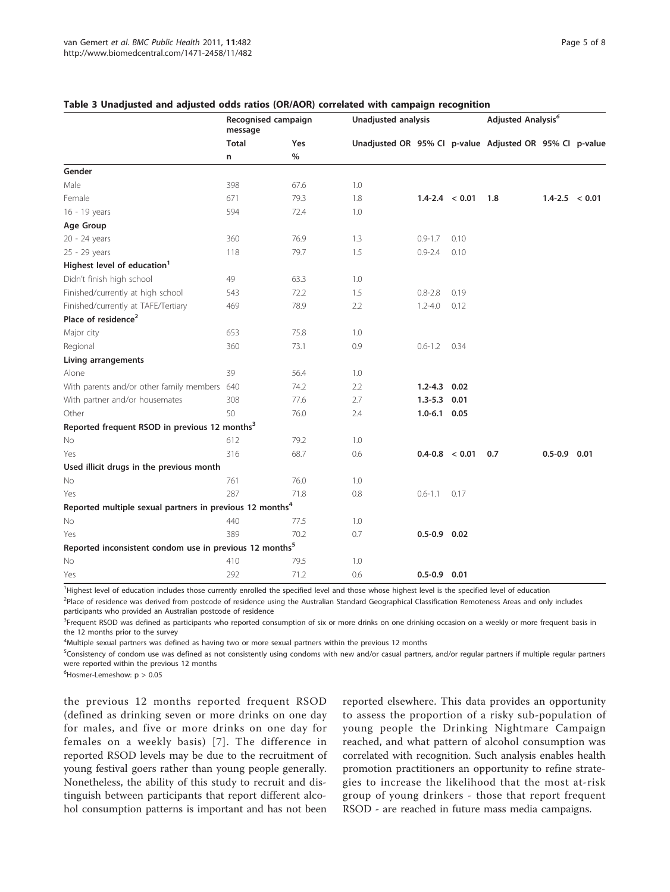**Table 3 Unadjusted and adjusted odds ratios (OR/AOR) correlated with campaign recognition**

| | Recognised campaign message | | Unadjusted analysis | | | Adjusted Analysis[6] | | |
|---|---|---|---|---|---|---|---|---|
| | Total | Yes | Unadjusted OR | 95% CI | p-value | Adjusted OR | 95% CI | p-value |
| | n | % | | | | | | |
| **Gender** | | | | | | | | |
| Male | 398 | 67.6 | 1.0 | | | | | |
| Female | 671 | 79.3 | 1.8 | **1.4-2.4** | **< 0.01** | **1.8** | **1.4-2.5** | **< 0.01** |
| 16 - 19 years | 594 | 72.4 | 1.0 | | | | | |
| **Age Group** | | | | | | | | |
| 20 - 24 years | 360 | 76.9 | 1.3 | 0.9-1.7 | 0.10 | | | |
| 25 - 29 years | 118 | 79.7 | 1.5 | 0.9-2.4 | 0.10 | | | |
| **Highest level of education[1]** | | | | | | | | |
| Didn't finish high school | 49 | 63.3 | 1.0 | | | | | |
| Finished/currently at high school | 543 | 72.2 | 1.5 | 0.8-2.8 | 0.19 | | | |
| Finished/currently at TAFE/Tertiary | 469 | 78.9 | 2.2 | 1.2-4.0 | 0.12 | | | |
| **Place of residence[2]** | | | | | | | | |
| Major city | 653 | 75.8 | 1.0 | | | | | |
| Regional | 360 | 73.1 | 0.9 | 0.6-1.2 | 0.34 | | | |
| **Living arrangements** | | | | | | | | |
| Alone | 39 | 56.4 | 1.0 | | | | | |
| With parents and/or other family members | 640 | 74.2 | 2.2 | **1.2-4.3** | **0.02** | | | |
| With partner and/or housemates | 308 | 77.6 | 2.7 | **1.3-5.3** | **0.01** | | | |
| Other | 50 | 76.0 | 2.4 | **1.0-6.1** | **0.05** | | | |
| **Reported frequent RSOD in previous 12 months[3]** | | | | | | | | |
| No | 612 | 79.2 | 1.0 | | | | | |
| Yes | 316 | 68.7 | 0.6 | **0.4-0.8** | **< 0.01** | **0.7** | **0.5-0.9** | **0.01** |
| **Used illicit drugs in the previous month** | | | | | | | | |
| No | 761 | 76.0 | 1.0 | | | | | |
| Yes | 287 | 71.8 | 0.8 | 0.6-1.1 | 0.17 | | | |
| **Reported multiple sexual partners in previous 12 months[4]** | | | | | | | | |
| No | 440 | 77.5 | 1.0 | | | | | |
| Yes | 389 | 70.2 | 0.7 | **0.5-0.9** | **0.02** | | | |
| **Reported inconsistent condom use in previous 12 months[5]** | | | | | | | | |
| No | 410 | 79.5 | 1.0 | | | | | |
| Yes | 292 | 71.2 | 0.6 | **0.5-0.9** | **0.01** | | | |

[1]Highest level of education includes those currently enrolled the specified level and those whose highest level is the specified level of education

[2]Place of residence was derived from postcode of residence using the Australian Standard Geographical Classification Remoteness Areas and only includes participants who provided an Australian postcode of residence

[3]Frequent RSOD was defined as participants who reported consumption of six or more drinks on one drinking occasion on a weekly or more frequent basis in the 12 months prior to the survey

[4]Multiple sexual partners was defined as having two or more sexual partners within the previous 12 months

[5]Consistency of condom use was defined as not consistently using condoms with new and/or casual partners, and/or regular partners if multiple regular partners were reported within the previous 12 months

[6]Hosmer-Lemeshow: $p > 0.05$

the previous 12 months reported frequent RSOD (defined as drinking seven or more drinks on one day for males, and five or more drinks on one day for females on a weekly basis) [7]. The difference in reported RSOD levels may be due to the recruitment of young festival goers rather than young people generally. Nonetheless, the ability of this study to recruit and distinguish between participants that report different alcohol consumption patterns is important and has not been reported elsewhere. This data provides an opportunity to assess the proportion of a risky sub-population of young people the Drinking Nightmare Campaign reached, and what pattern of alcohol consumption was correlated with recognition. Such analysis enables health promotion practitioners an opportunity to refine strategies to increase the likelihood that the most at-risk group of young drinkers - those that report frequent RSOD - are reached in future mass media campaigns.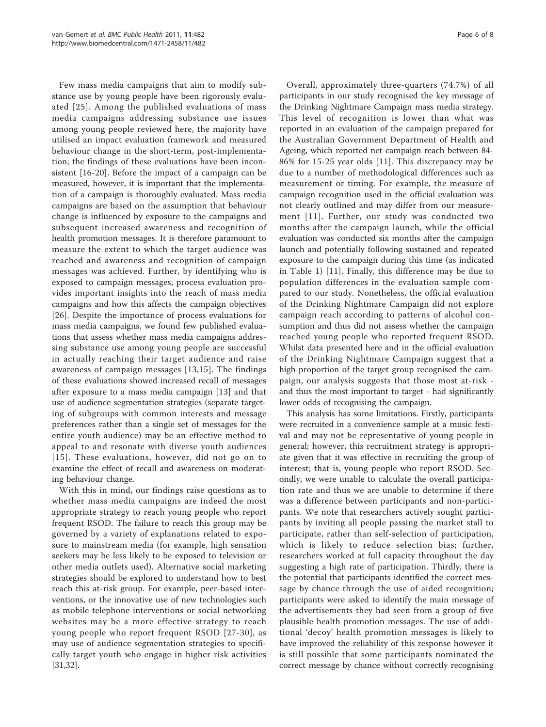Few mass media campaigns that aim to modify substance use by young people have been rigorously evaluated [25]. Among the published evaluations of mass media campaigns addressing substance use issues among young people reviewed here, the majority have utilised an impact evaluation framework and measured behaviour change in the short-term, post-implementation; the findings of these evaluations have been inconsistent [16-20]. Before the impact of a campaign can be measured, however, it is important that the implementation of a campaign is thoroughly evaluated. Mass media campaigns are based on the assumption that behaviour change is influenced by exposure to the campaigns and subsequent increased awareness and recognition of health promotion messages. It is therefore paramount to measure the extent to which the target audience was reached and awareness and recognition of campaign messages was achieved. Further, by identifying who is exposed to campaign messages, process evaluation provides important insights into the reach of mass media campaigns and how this affects the campaign objectives [26]. Despite the importance of process evaluations for mass media campaigns, we found few published evaluations that assess whether mass media campaigns addressing substance use among young people are successful in actually reaching their target audience and raise awareness of campaign messages [13,15]. The findings of these evaluations showed increased recall of messages after exposure to a mass media campaign [13] and that use of audience segmentation strategies (separate targeting of subgroups with common interests and message preferences rather than a single set of messages for the entire youth audience) may be an effective method to appeal to and resonate with diverse youth audiences [15]. These evaluations, however, did not go on to examine the effect of recall and awareness on moderating behaviour change.

With this in mind, our findings raise questions as to whether mass media campaigns are indeed the most appropriate strategy to reach young people who report frequent RSOD. The failure to reach this group may be governed by a variety of explanations related to exposure to mainstream media (for example, high sensation seekers may be less likely to be exposed to television or other media outlets used). Alternative social marketing strategies should be explored to understand how to best reach this at-risk group. For example, peer-based interventions, or the innovative use of new technologies such as mobile telephone interventions or social networking websites may be a more effective strategy to reach young people who report frequent RSOD [27-30], as may use of audience segmentation strategies to specifically target youth who engage in higher risk activities [31,32].

Overall, approximately three-quarters (74.7%) of all participants in our study recognised the key message of the Drinking Nightmare Campaign mass media strategy. This level of recognition is lower than what was reported in an evaluation of the campaign prepared for the Australian Government Department of Health and Ageing, which reported net campaign reach between 84-86% for 15-25 year olds [11]. This discrepancy may be due to a number of methodological differences such as measurement or timing. For example, the measure of campaign recognition used in the official evaluation was not clearly outlined and may differ from our measurement [11]. Further, our study was conducted two months after the campaign launch, while the official evaluation was conducted six months after the campaign launch and potentially following sustained and repeated exposure to the campaign during this time (as indicated in Table 1) [11]. Finally, this difference may be due to population differences in the evaluation sample compared to our study. Nonetheless, the official evaluation of the Drinking Nightmare Campaign did not explore campaign reach according to patterns of alcohol consumption and thus did not assess whether the campaign reached young people who reported frequent RSOD. Whilst data presented here and in the official evaluation of the Drinking Nightmare Campaign suggest that a high proportion of the target group recognised the campaign, our analysis suggests that those most at-risk - and thus the most important to target - had significantly lower odds of recognising the campaign.

This analysis has some limitations. Firstly, participants were recruited in a convenience sample at a music festival and may not be representative of young people in general; however, this recruitment strategy is appropriate given that it was effective in recruiting the group of interest; that is, young people who report RSOD. Secondly, we were unable to calculate the overall participation rate and thus we are unable to determine if there was a difference between participants and non-participants. We note that researchers actively sought participants by inviting all people passing the market stall to participate, rather than self-selection of participation, which is likely to reduce selection bias; further, researchers worked at full capacity throughout the day suggesting a high rate of participation. Thirdly, there is the potential that participants identified the correct message by chance through the use of aided recognition; participants were asked to identify the main message of the advertisements they had seen from a group of five plausible health promotion messages. The use of additional 'decoy' health promotion messages is likely to have improved the reliability of this response however it is still possible that some participants nominated the correct message by chance without correctly recognising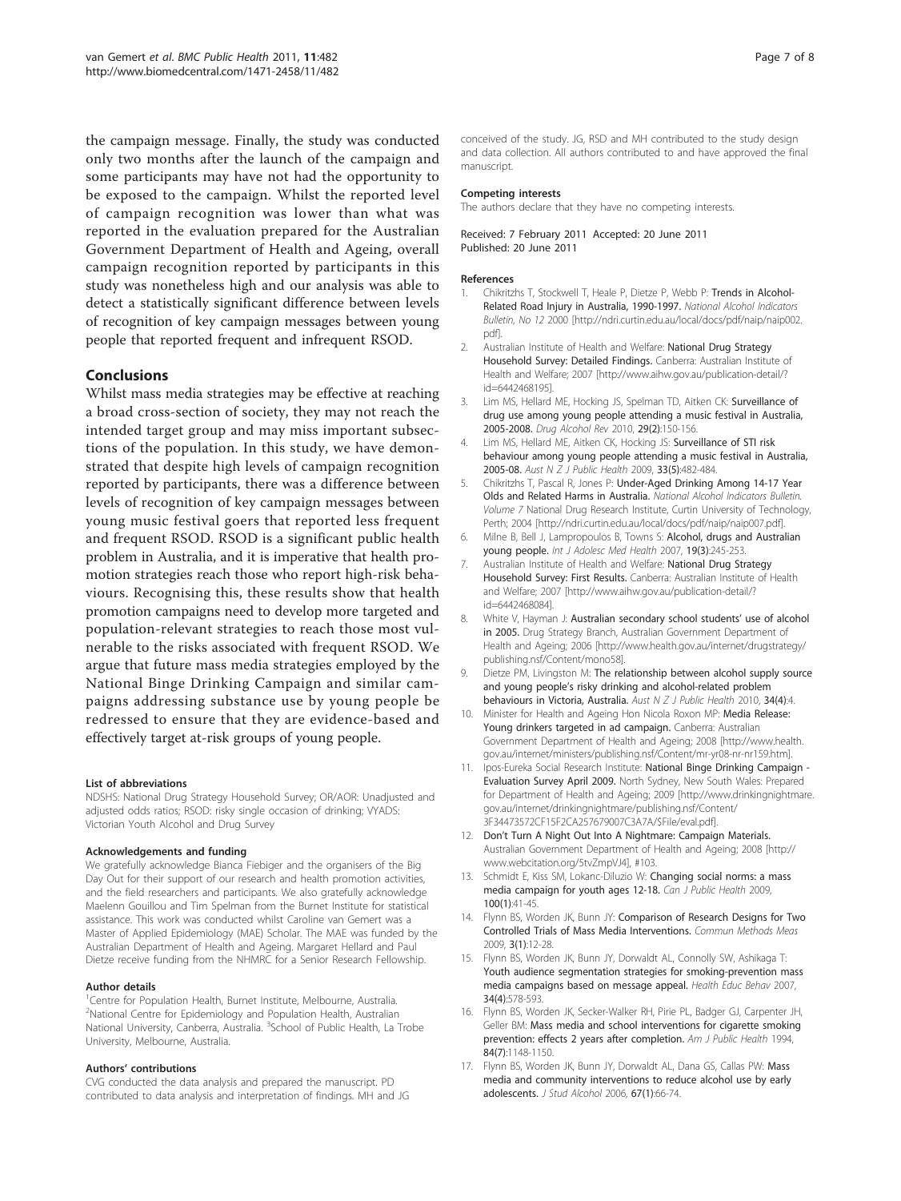the campaign message. Finally, the study was conducted only two months after the launch of the campaign and some participants may have not had the opportunity to be exposed to the campaign. Whilst the reported level of campaign recognition was lower than what was reported in the evaluation prepared for the Australian Government Department of Health and Ageing, overall campaign recognition reported by participants in this study was nonetheless high and our analysis was able to detect a statistically significant difference between levels of recognition of key campaign messages between young people that reported frequent and infrequent RSOD.

## Conclusions

Whilst mass media strategies may be effective at reaching a broad cross-section of society, they may not reach the intended target group and may miss important subsections of the population. In this study, we have demonstrated that despite high levels of campaign recognition reported by participants, there was a difference between levels of recognition of key campaign messages between young music festival goers that reported less frequent and frequent RSOD. RSOD is a significant public health problem in Australia, and it is imperative that health promotion strategies reach those who report high-risk behaviours. Recognising this, these results show that health promotion campaigns need to develop more targeted and population-relevant strategies to reach those most vulnerable to the risks associated with frequent RSOD. We argue that future mass media strategies employed by the National Binge Drinking Campaign and similar campaigns addressing substance use by young people be redressed to ensure that they are evidence-based and effectively target at-risk groups of young people.

#### List of abbreviations

NDSHS: National Drug Strategy Household Survey; OR/AOR: Unadjusted and adjusted odds ratios; RSOD: risky single occasion of drinking; VYADS: Victorian Youth Alcohol and Drug Survey

#### Acknowledgements and funding

We gratefully acknowledge Bianca Fiebiger and the organisers of the Big Day Out for their support of our research and health promotion activities, and the field researchers and participants. We also gratefully acknowledge Maelenn Gouillou and Tim Spelman from the Burnet Institute for statistical assistance. This work was conducted whilst Caroline van Gemert was a Master of Applied Epidemiology (MAE) Scholar. The MAE was funded by the Australian Department of Health and Ageing. Margaret Hellard and Paul Dietze receive funding from the NHMRC for a Senior Research Fellowship.

#### Author details

[1]Centre for Population Health, Burnet Institute, Melbourne, Australia. [2]National Centre for Epidemiology and Population Health, Australian National University, Canberra, Australia. [3]School of Public Health, La Trobe University, Melbourne, Australia.

#### Authors' contributions

CVG conducted the data analysis and prepared the manuscript. PD contributed to data analysis and interpretation of findings. MH and JG conceived of the study. JG, RSD and MH contributed to the study design and data collection. All authors contributed to and have approved the final manuscript.

#### Competing interests

The authors declare that they have no competing interests.

Received: 7 February 2011 Accepted: 20 June 2011
Published: 20 June 2011

#### References

1. Chikritzhs T, Stockwell T, Heale P, Dietze P, Webb P: **Trends in Alcohol-Related Road Injury in Australia, 1990-1997.** *National Alcohol Indicators Bulletin, No 12* 2000 [http://ndri.curtin.edu.au/local/docs/pdf/naip/naip002.pdf].
2. Australian Institute of Health and Welfare: **National Drug Strategy Household Survey: Detailed Findings.** Canberra: Australian Institute of Health and Welfare; 2007 [http://www.aihw.gov.au/publication-detail/?id=6442468195].
3. Lim MS, Hellard ME, Hocking JS, Spelman TD, Aitken CK: **Surveillance of drug use among young people attending a music festival in Australia, 2005-2008.** *Drug Alcohol Rev* 2010, **29(2)**:150-156.
4. Lim MS, Hellard ME, Aitken CK, Hocking JS: **Surveillance of STI risk behaviour among young people attending a music festival in Australia, 2005-08.** *Aust N Z J Public Health* 2009, **33(5)**:482-484.
5. Chikritzhs T, Pascal R, Jones P: **Under-Aged Drinking Among 14-17 Year Olds and Related Harms in Australia.** *National Alcohol Indicators Bulletin. Volume 7* National Drug Research Institute, Curtin University of Technology, Perth; 2004 [http://ndri.curtin.edu.au/local/docs/pdf/naip/naip007.pdf].
6. Milne B, Bell J, Lampropoulos B, Towns S: **Alcohol, drugs and Australian young people.** *Int J Adolesc Med Health* 2007, **19(3)**:245-253.
7. Australian Institute of Health and Welfare: **National Drug Strategy Household Survey: First Results.** Canberra: Australian Institute of Health and Welfare; 2007 [http://www.aihw.gov.au/publication-detail/?id=6442468084].
8. White V, Hayman J: **Australian secondary school students' use of alcohol in 2005.** Drug Strategy Branch, Australian Government Department of Health and Ageing; 2006 [http://www.health.gov.au/internet/drugstrategy/publishing.nsf/Content/mono58].
9. Dietze PM, Livingston M: **The relationship between alcohol supply source and young people's risky drinking and alcohol-related problem behaviours in Victoria, Australia.** *Aust N Z J Public Health* 2010, **34(4)**:4.
10. Minister for Health and Ageing Hon Nicola Roxon MP: **Media Release: Young drinkers targeted in ad campaign.** Canberra: Australian Government Department of Health and Ageing; 2008 [http://www.health.gov.au/internet/ministers/publishing.nsf/Content/mr-yr08-nr-nr159.htm].
11. Ipos-Eureka Social Research Institute: **National Binge Drinking Campaign - Evaluation Survey April 2009.** North Sydney, New South Wales: Prepared for Department of Health and Ageing; 2009 [http://www.drinkingnightmare.gov.au/internet/drinkingnightmare/publishing.nsf/Content/3F34473572CF15F2CA257679007C3A7A/$File/eval.pdf].
12. **Don't Turn A Night Out Into A Nightmare: Campaign Materials.** Australian Government Department of Health and Ageing; 2008 [http://www.webcitation.org/5tvZmpVJ4], #103.
13. Schmidt E, Kiss SM, Lokanc-Diluzio W: **Changing social norms: a mass media campaign for youth ages 12-18.** *Can J Public Health* 2009, **100(1)**:41-45.
14. Flynn BS, Worden JK, Bunn JY: **Comparison of Research Designs for Two Controlled Trials of Mass Media Interventions.** *Commun Methods Meas* 2009, **3(1)**:12-28.
15. Flynn BS, Worden JK, Bunn JY, Dorwaldt AL, Connolly SW, Ashikaga T: **Youth audience segmentation strategies for smoking-prevention mass media campaigns based on message appeal.** *Health Educ Behav* 2007, **34(4)**:578-593.
16. Flynn BS, Worden JK, Secker-Walker RH, Pirie PL, Badger GJ, Carpenter JH, Geller BM: **Mass media and school interventions for cigarette smoking prevention: effects 2 years after completion.** *Am J Public Health* 1994, **84(7)**:1148-1150.
17. Flynn BS, Worden JK, Bunn JY, Dorwaldt AL, Dana GS, Callas PW: **Mass media and community interventions to reduce alcohol use by early adolescents.** *J Stud Alcohol* 2006, **67(1)**:66-74.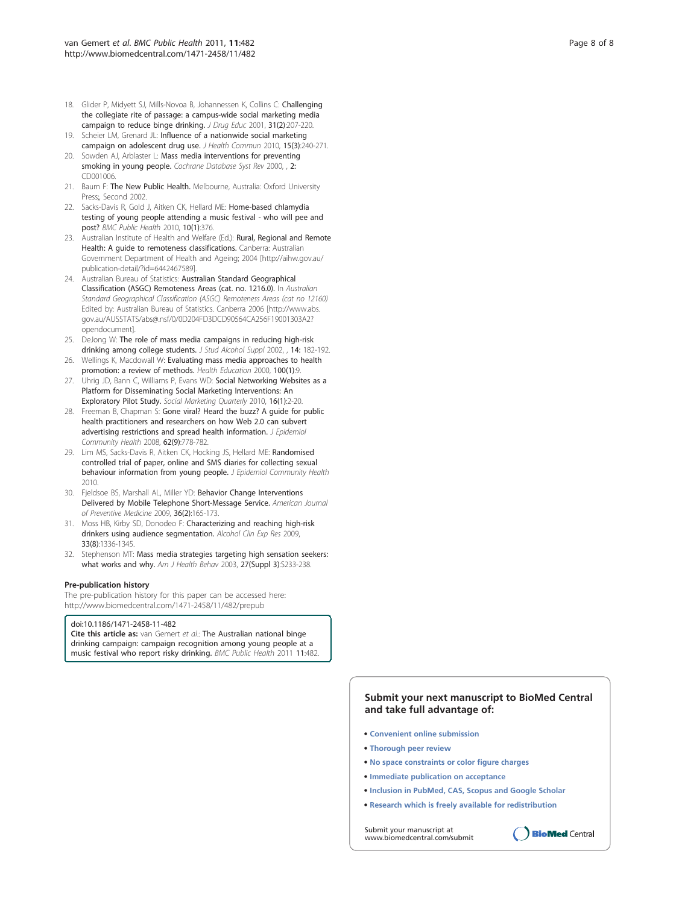18. Glider P, Midyett SJ, Mills-Novoa B, Johannessen K, Collins C: **Challenging the collegiate rite of passage: a campus-wide social marketing media campaign to reduce binge drinking.** *J Drug Educ* 2001, **31(2)**:207-220.
19. Scheier LM, Grenard JL: **Influence of a nationwide social marketing campaign on adolescent drug use.** *J Health Commun* 2010, **15(3)**:240-271.
20. Sowden AJ, Arblaster L: **Mass media interventions for preventing smoking in young people.** *Cochrane Database Syst Rev* 2000, , **2**: CD001006.
21. Baum F: **The New Public Health.** Melbourne, Australia: Oxford University Press;, Second 2002.
22. Sacks-Davis R, Gold J, Aitken CK, Hellard ME: **Home-based chlamydia testing of young people attending a music festival - who will pee and post?** *BMC Public Health* 2010, **10(1)**:376.
23. Australian Institute of Health and Welfare (Ed.): **Rural, Regional and Remote Health: A guide to remoteness classifications.** Canberra: Australian Government Department of Health and Ageing; 2004 [http://aihw.gov.au/publication-detail/?id=6442467589].
24. Australian Bureau of Statistics: **Australian Standard Geographical Classification (ASGC) Remoteness Areas (cat. no. 1216.0).** In *Australian Standard Geographical Classification (ASGC) Remoteness Areas (cat no 12160)* Edited by: Australian Bureau of Statistics. Canberra 2006 [http://www.abs.gov.au/AUSSTATS/abs@.nsf/0/0D204FD3DCD90564CA256F19001303A2?opendocument].
25. DeJong W: **The role of mass media campaigns in reducing high-risk drinking among college students.** *J Stud Alcohol Suppl* 2002, , **14**: 182-192.
26. Wellings K, Macdowall W: **Evaluating mass media approaches to health promotion: a review of methods.** *Health Education* 2000, **100(1)**:9.
27. Uhrig JD, Bann C, Williams P, Evans WD: **Social Networking Websites as a Platform for Disseminating Social Marketing Interventions: An Exploratory Pilot Study.** *Social Marketing Quarterly* 2010, **16(1)**:2-20.
28. Freeman B, Chapman S: **Gone viral? Heard the buzz? A guide for public health practitioners and researchers on how Web 2.0 can subvert advertising restrictions and spread health information.** *J Epidemiol Community Health* 2008, **62(9)**:778-782.
29. Lim MS, Sacks-Davis R, Aitken CK, Hocking JS, Hellard ME: **Randomised controlled trial of paper, online and SMS diaries for collecting sexual behaviour information from young people.** *J Epidemiol Community Health* 2010.
30. Fjeldsoe BS, Marshall AL, Miller YD: **Behavior Change Interventions Delivered by Mobile Telephone Short-Message Service.** *American Journal of Preventive Medicine* 2009, **36(2)**:165-173.
31. Moss HB, Kirby SD, Donodeo F: **Characterizing and reaching high-risk drinkers using audience segmentation.** *Alcohol Clin Exp Res* 2009, **33(8)**:1336-1345.
32. Stephenson MT: **Mass media strategies targeting high sensation seekers: what works and why.** *Am J Health Behav* 2003, **27(Suppl 3)**:S233-238.

### Pre-publication history

The pre-publication history for this paper can be accessed here:
http://www.biomedcentral.com/1471-2458/11/482/prepub

doi:10.1186/1471-2458-11-482
**Cite this article as:** van Gemert *et al.*: The Australian national binge drinking campaign: campaign recognition among young people at a music festival who report risky drinking. *BMC Public Health* 2011 **11**:482.

**Submit your next manuscript to BioMed Central and take full advantage of:**

- **Convenient online submission**
- **Thorough peer review**
- **No space constraints or color figure charges**
- **Immediate publication on acceptance**
- **Inclusion in PubMed, CAS, Scopus and Google Scholar**
- **Research which is freely available for redistribution**

Submit your manuscript at
www.biomedcentral.com/submit